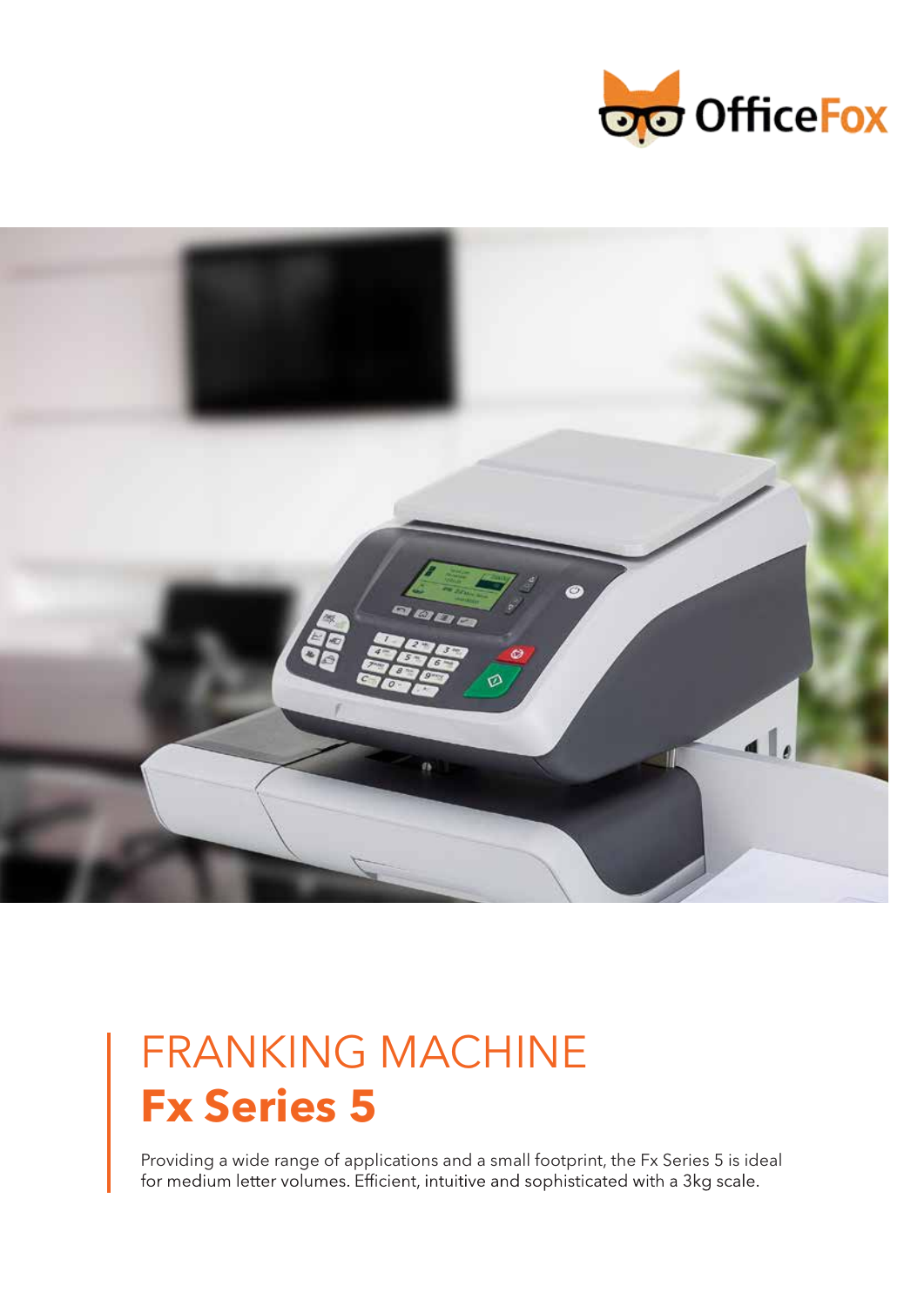OfficeFox

# FRANKING MACHINE
## Fx Series 5

Providing a wide range of applications and a small footprint, the Fx Series 5 is ideal for medium letter volumes. Efficient, intuitive and sophisticated with a 3kg scale.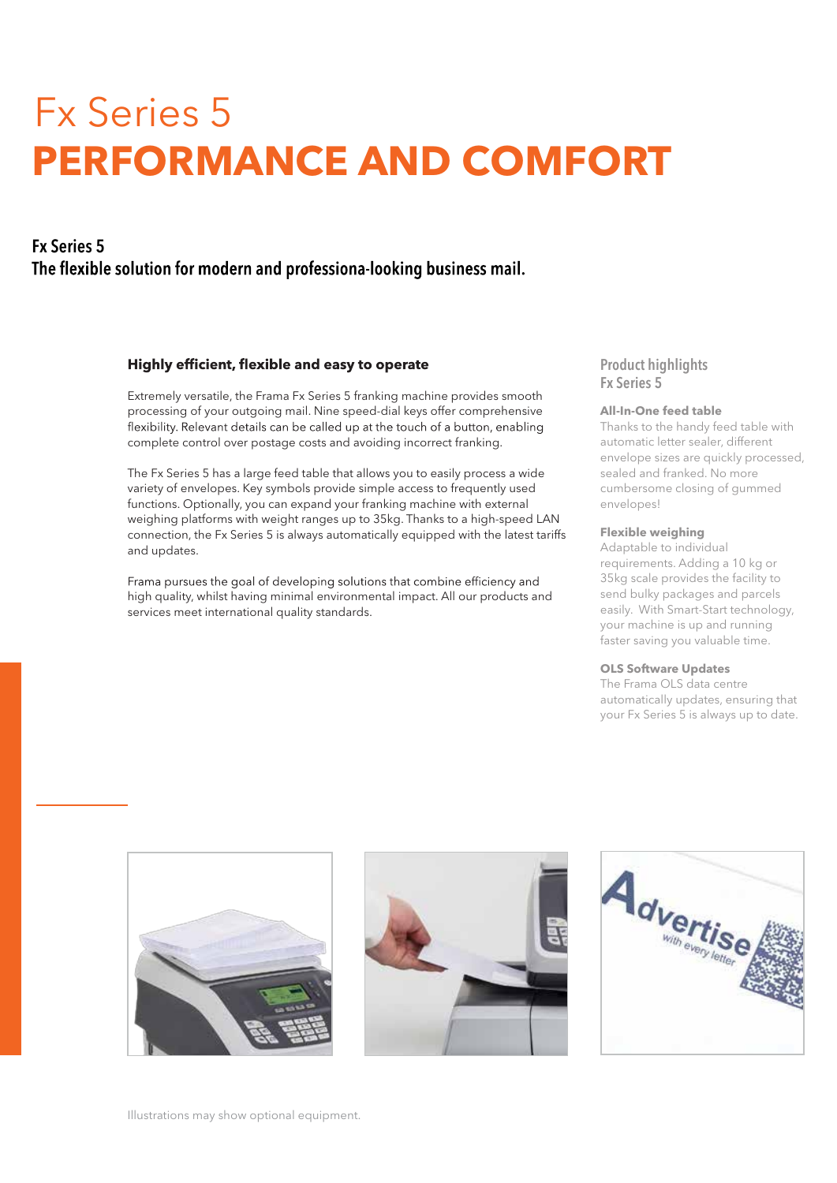# Fx Series 5
# PERFORMANCE AND COMFORT

## Fx Series 5
## The flexible solution for modern and professiona-looking business mail.

### Highly efficient, flexible and easy to operate

Extremely versatile, the Frama Fx Series 5 franking machine provides smooth processing of your outgoing mail. Nine speed-dial keys offer comprehensive flexibility. Relevant details can be called up at the touch of a button, enabling complete control over postage costs and avoiding incorrect franking.

The Fx Series 5 has a large feed table that allows you to easily process a wide variety of envelopes. Key symbols provide simple access to frequently used functions. Optionally, you can expand your franking machine with external weighing platforms with weight ranges up to 35kg. Thanks to a high-speed LAN connection, the Fx Series 5 is always automatically equipped with the latest tariffs and updates.

Frama pursues the goal of developing solutions that combine efficiency and high quality, whilst having minimal environmental impact. All our products and services meet international quality standards.

### Product highlights Fx Series 5

**All-In-One feed table**
Thanks to the handy feed table with automatic letter sealer, different envelope sizes are quickly processed, sealed and franked. No more cumbersome closing of gummed envelopes!

**Flexible weighing**
Adaptable to individual requirements. Adding a 10 kg or 35kg scale provides the facility to send bulky packages and parcels easily. With Smart-Start technology, your machine is up and running faster saving you valuable time.

**OLS Software Updates**
The Frama OLS data centre automatically updates, ensuring that your Fx Series 5 is always up to date.

Illustrations may show optional equipment.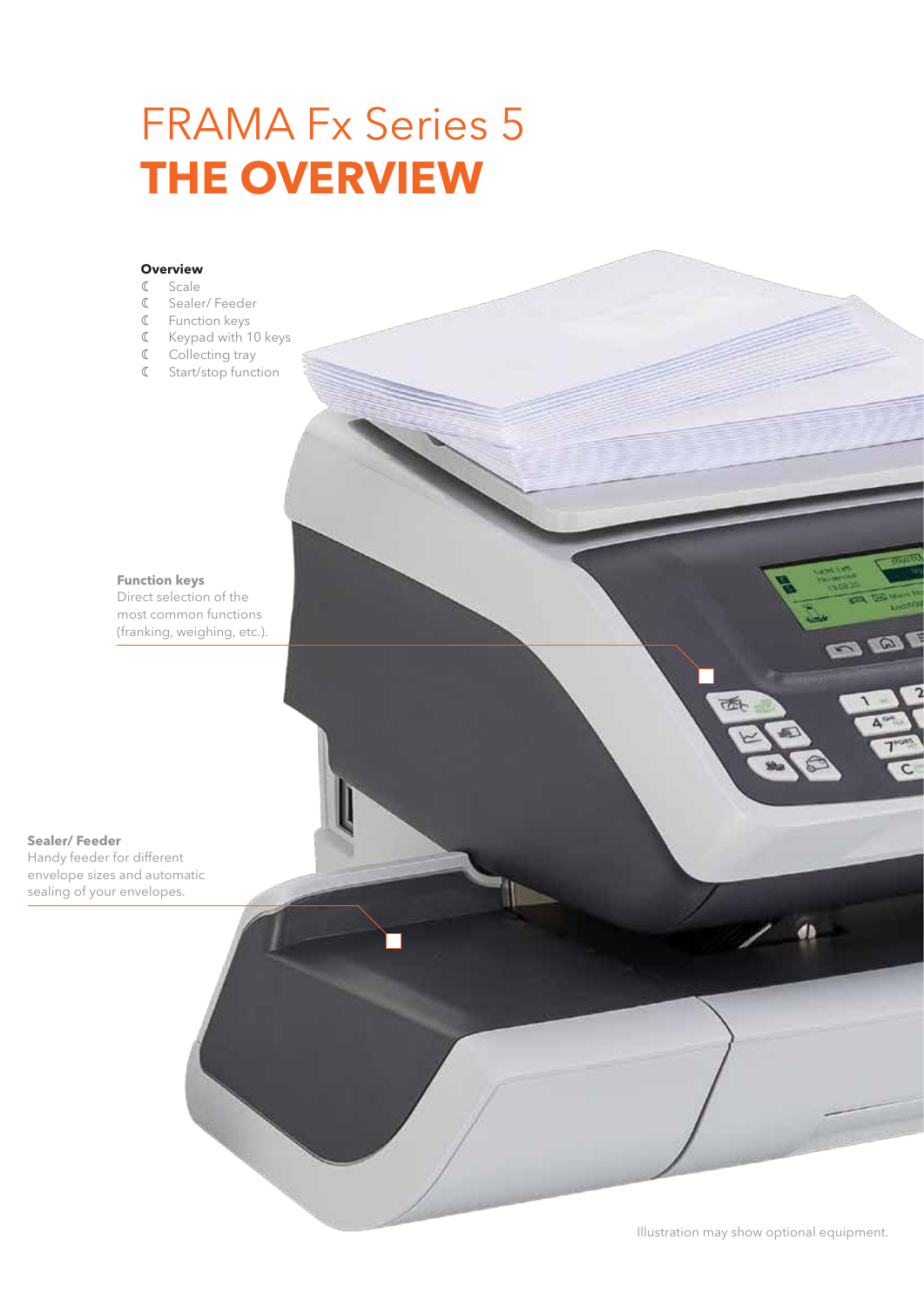# FRAMA Fx Series 5
# THE OVERVIEW

**Overview**

- Scale
- Sealer/ Feeder
- Function keys
- Keypad with 10 keys
- Collecting tray
- Start/stop function

**Function keys**
Direct selection of the most common functions (franking, weighing, etc.).

**Sealer/ Feeder**
Handy feeder for different envelope sizes and automatic sealing of your envelopes.

Illustration may show optional equipment.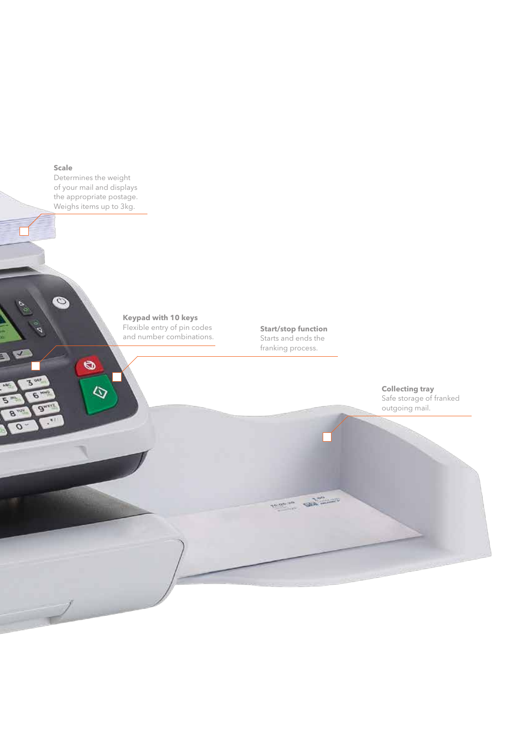**Scale**
Determines the weight of your mail and displays the appropriate postage. Weighs items up to 3kg.

**Keypad with 10 keys**
Flexible entry of pin codes and number combinations.

**Start/stop function**
Starts and ends the franking process.

**Collecting tray**
Safe storage of franked outgoing mail.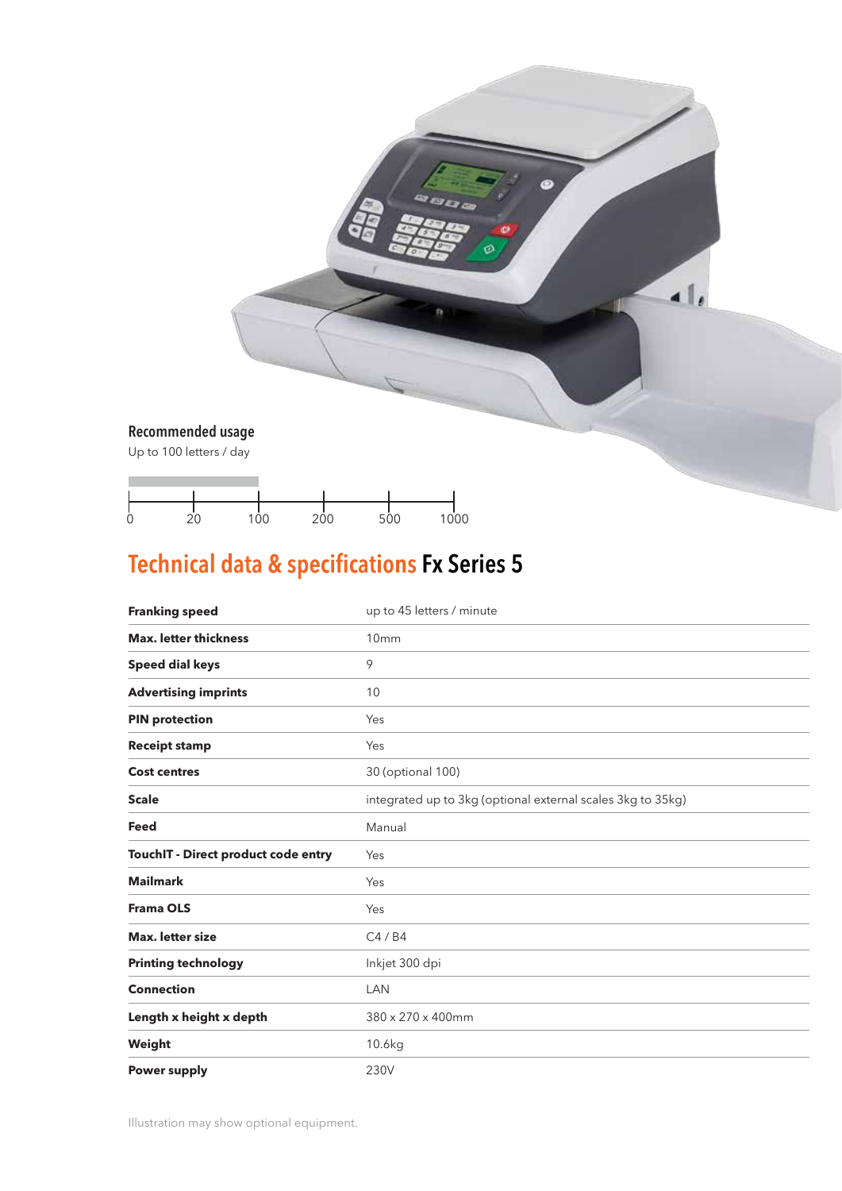### Recommended usage

Up to 100 letters / day

0
20
100
200
500
1000

## Technical data & specifications **Fx Series 5**

| | |
|---|---|
| **Franking speed** | up to 45 letters / minute |
| **Max. letter thickness** | 10mm |
| **Speed dial keys** | 9 |
| **Advertising imprints** | 10 |
| **PIN protection** | Yes |
| **Receipt stamp** | Yes |
| **Cost centres** | 30 (optional 100) |
| **Scale** | integrated up to 3kg (optional external scales 3kg to 35kg) |
| **Feed** | Manual |
| **TouchIT - Direct product code entry** | Yes |
| **Mailmark** | Yes |
| **Frama OLS** | Yes |
| **Max. letter size** | C4 / B4 |
| **Printing technology** | Inkjet 300 dpi |
| **Connection** | LAN |
| **Length x height x depth** | 380 x 270 x 400mm |
| **Weight** | 10.6kg |
| **Power supply** | 230V |

Illustration may show optional equipment.